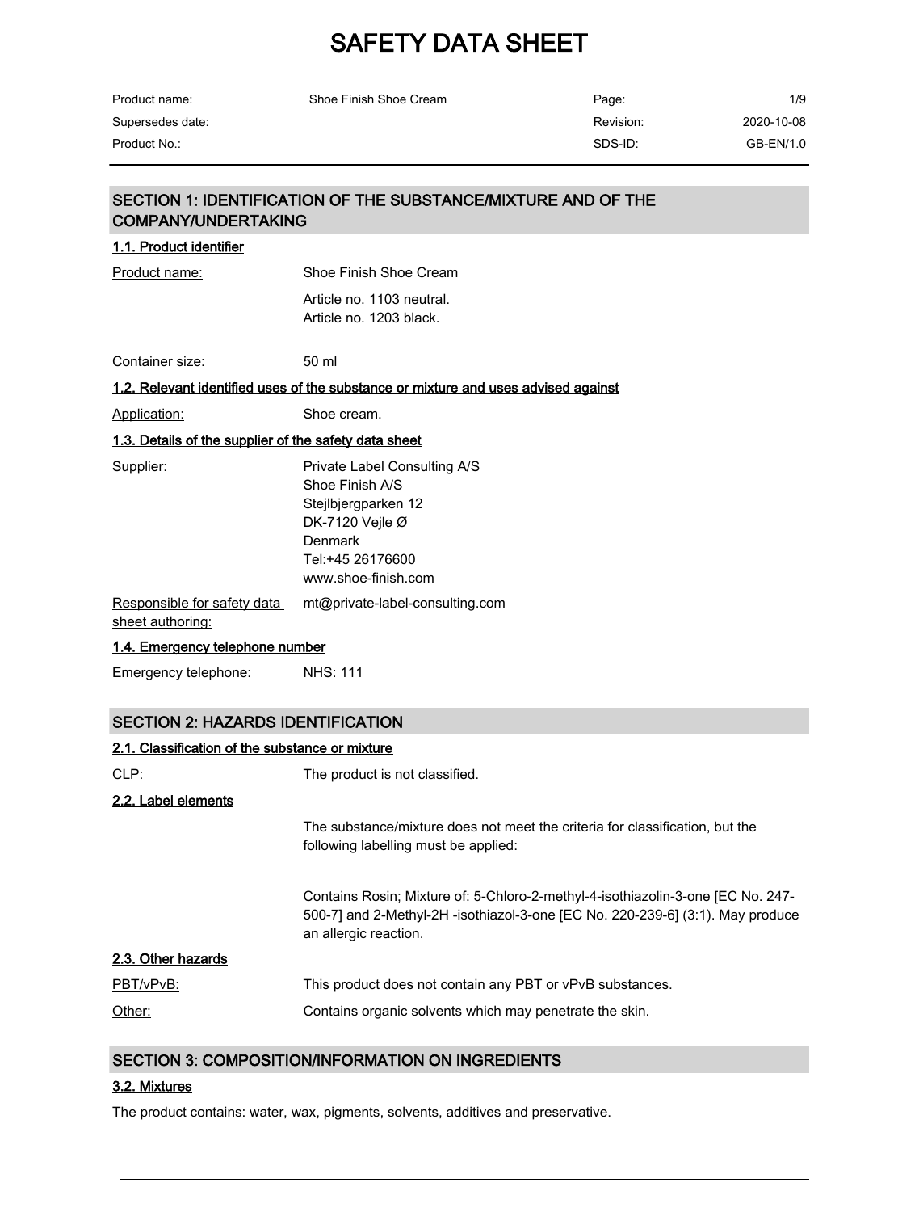# SAFETY DATA SHEET

| Product name: | Shoe Finish Shoe Cream | Page: | 1/9 |
| --- | --- | --- | --- |
| Supersedes date: | | Revision: | 2020-10-08 |
| Product No.: | | SDS-ID: | GB-EN/1.0 |

## SECTION 1: IDENTIFICATION OF THE SUBSTANCE/MIXTURE AND OF THE COMPANY/UNDERTAKING

### 1.1. Product identifier

Product name: Shoe Finish Shoe Cream

Article no. 1103 neutral.
Article no. 1203 black.

Container size: 50 ml

### 1.2. Relevant identified uses of the substance or mixture and uses advised against

Application: Shoe cream.

### 1.3. Details of the supplier of the safety data sheet

Supplier:
Private Label Consulting A/S
Shoe Finish A/S
Stejlbjergparken 12
DK-7120 Vejle Ø
Denmark
Tel:+45 26176600
www.shoe-finish.com

Responsible for safety data sheet authoring: mt@private-label-consulting.com

### 1.4. Emergency telephone number

Emergency telephone: NHS: 111

## SECTION 2: HAZARDS IDENTIFICATION

### 2.1. Classification of the substance or mixture

CLP: The product is not classified.

### 2.2. Label elements

The substance/mixture does not meet the criteria for classification, but the following labelling must be applied:

Contains Rosin; Mixture of: 5-Chloro-2-methyl-4-isothiazolin-3-one [EC No. 247-500-7] and 2-Methyl-2H -isothiazol-3-one [EC No. 220-239-6] (3:1). May produce an allergic reaction.

### 2.3. Other hazards

PBT/vPvB: This product does not contain any PBT or vPvB substances.

Other: Contains organic solvents which may penetrate the skin.

## SECTION 3: COMPOSITION/INFORMATION ON INGREDIENTS

### 3.2. Mixtures

The product contains: water, wax, pigments, solvents, additives and preservative.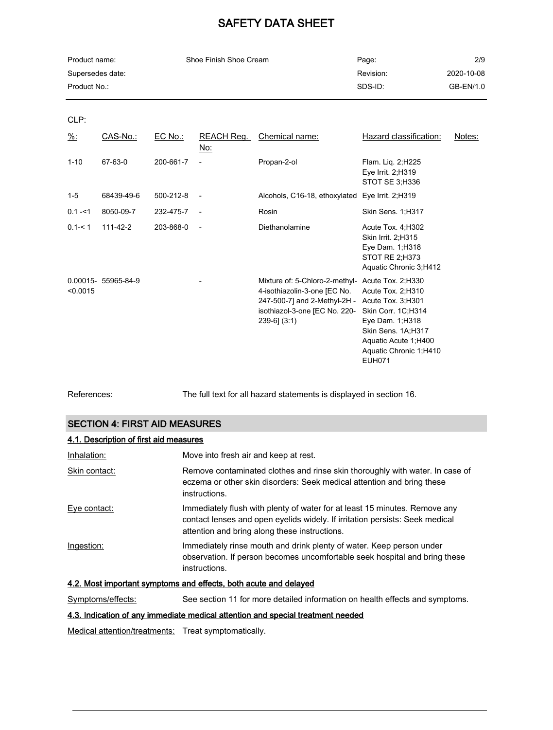CLP:

| %: | CAS-No.: | EC No.: | REACH Reg. No: | Chemical name: | Hazard classification: | Notes: |
|---|---|---|---|---|---|---|
| 1-10 | 67-63-0 | 200-661-7 | - | Propan-2-ol | Flam. Liq. 2;H225<br>Eye Irrit. 2;H319<br>STOT SE 3;H336 | |
| 1-5 | 68439-49-6 | 500-212-8 | - | Alcohols, C16-18, ethoxylated | Eye Irrit. 2;H319 | |
| 0.1 -<1 | 8050-09-7 | 232-475-7 | - | Rosin | Skin Sens. 1;H317 | |
| 0.1-< 1 | 111-42-2 | 203-868-0 | - | Diethanolamine | Acute Tox. 4;H302<br>Skin Irrit. 2;H315<br>Eye Dam. 1;H318<br>STOT RE 2;H373<br>Aquatic Chronic 3;H412 | |
| 0.00015-<0.0015 | 55965-84-9 | | - | Mixture of: 5-Chloro-2-methyl-4-isothiazolin-3-one [EC No. 247-500-7] and 2-Methyl-2H -isothiazol-3-one [EC No. 220-239-6] (3:1) | Acute Tox. 2;H330<br>Acute Tox. 2;H310<br>Acute Tox. 3;H301<br>Skin Corr. 1C;H314<br>Eye Dam. 1;H318<br>Skin Sens. 1A;H317<br>Aquatic Acute 1;H400<br>Aquatic Chronic 1;H410<br>EUH071 | |

References: The full text for all hazard statements is displayed in section 16.

## SECTION 4: FIRST AID MEASURES

### 4.1. Description of first aid measures

Inhalation: Move into fresh air and keep at rest.

Skin contact: Remove contaminated clothes and rinse skin thoroughly with water. In case of eczema or other skin disorders: Seek medical attention and bring these instructions.

Eye contact: Immediately flush with plenty of water for at least 15 minutes. Remove any contact lenses and open eyelids widely. If irritation persists: Seek medical attention and bring along these instructions.

Ingestion: Immediately rinse mouth and drink plenty of water. Keep person under observation. If person becomes uncomfortable seek hospital and bring these instructions.

### 4.2. Most important symptoms and effects, both acute and delayed

Symptoms/effects: See section 11 for more detailed information on health effects and symptoms.

### 4.3. Indication of any immediate medical attention and special treatment needed

Medical attention/treatments: Treat symptomatically.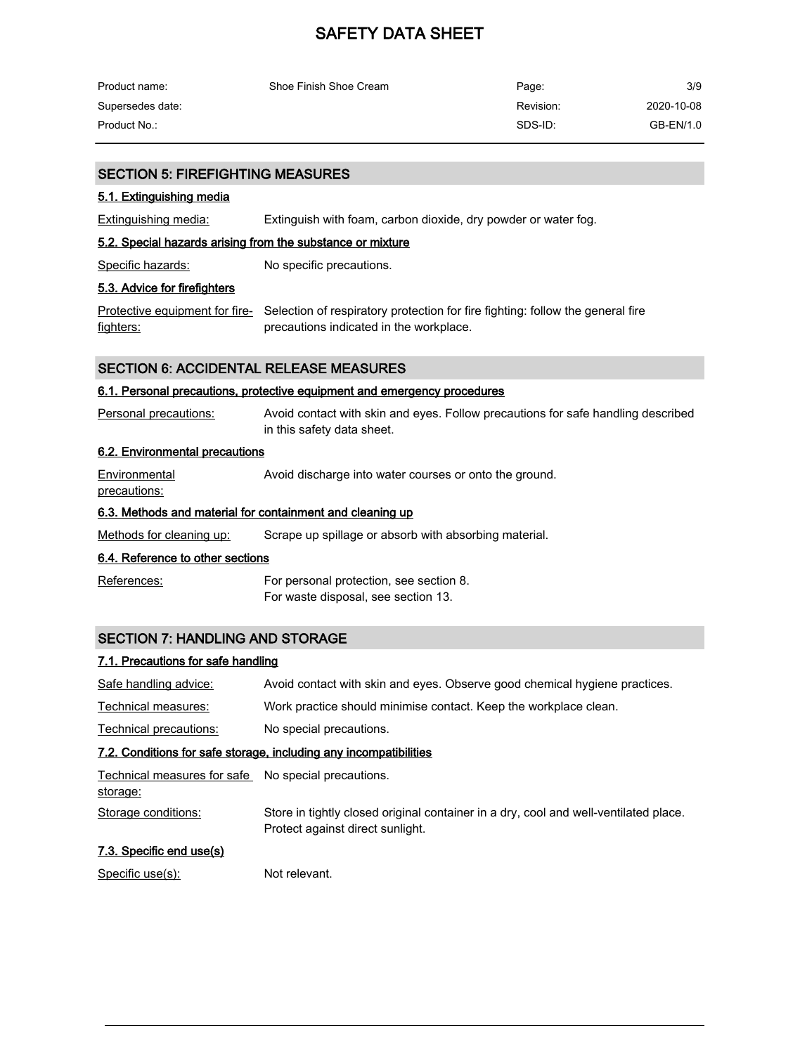## SECTION 5: FIREFIGHTING MEASURES

### 5.1. Extinguishing media

Extinguishing media: Extinguish with foam, carbon dioxide, dry powder or water fog.

### 5.2. Special hazards arising from the substance or mixture

Specific hazards: No specific precautions.

### 5.3. Advice for firefighters

Protective equipment for fire-fighters: Selection of respiratory protection for fire fighting: follow the general fire precautions indicated in the workplace.

## SECTION 6: ACCIDENTAL RELEASE MEASURES

### 6.1. Personal precautions, protective equipment and emergency procedures

Personal precautions: Avoid contact with skin and eyes. Follow precautions for safe handling described in this safety data sheet.

### 6.2. Environmental precautions

Environmental precautions: Avoid discharge into water courses or onto the ground.

### 6.3. Methods and material for containment and cleaning up

Methods for cleaning up: Scrape up spillage or absorb with absorbing material.

### 6.4. Reference to other sections

References: For personal protection, see section 8.
For waste disposal, see section 13.

## SECTION 7: HANDLING AND STORAGE

### 7.1. Precautions for safe handling

Safe handling advice: Avoid contact with skin and eyes. Observe good chemical hygiene practices.

Technical measures: Work practice should minimise contact. Keep the workplace clean.

Technical precautions: No special precautions.

### 7.2. Conditions for safe storage, including any incompatibilities

Technical measures for safe storage: No special precautions.

Storage conditions: Store in tightly closed original container in a dry, cool and well-ventilated place. Protect against direct sunlight.

### 7.3. Specific end use(s)

Specific use(s): Not relevant.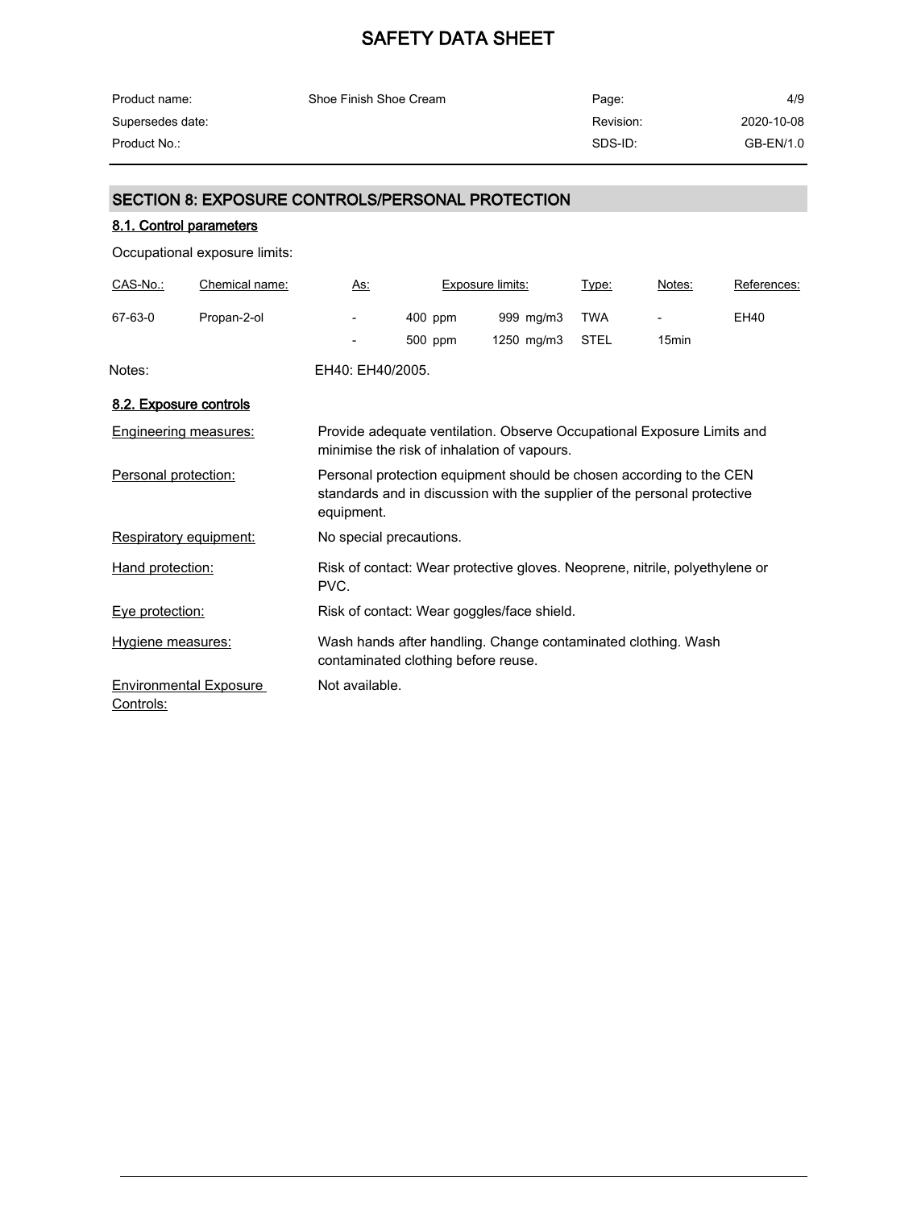# SAFETY DATA SHEET

| Product name: | Shoe Finish Shoe Cream | Page: | 4/9 |
|---|---|---|---|
| Supersedes date: | | Revision: | 2020-10-08 |
| Product No.: | | SDS-ID: | GB-EN/1.0 |

## SECTION 8: EXPOSURE CONTROLS/PERSONAL PROTECTION

### 8.1. Control parameters

Occupational exposure limits:

| CAS-No.: | Chemical name: | As: | Exposure limits: | | Type: | Notes: | References: |
|---|---|---|---|---|---|---|---|
| 67-63-0 | Propan-2-ol | - | 400 ppm | 999 mg/m3 | TWA | - | EH40 |
| | | - | 500 ppm | 1250 mg/m3 | STEL | 15min | |

Notes: EH40: EH40/2005.

### 8.2. Exposure controls

Engineering measures: Provide adequate ventilation. Observe Occupational Exposure Limits and minimise the risk of inhalation of vapours.

Personal protection: Personal protection equipment should be chosen according to the CEN standards and in discussion with the supplier of the personal protective equipment.

Respiratory equipment: No special precautions.

Hand protection: Risk of contact: Wear protective gloves. Neoprene, nitrile, polyethylene or PVC.

Eye protection: Risk of contact: Wear goggles/face shield.

Hygiene measures: Wash hands after handling. Change contaminated clothing. Wash contaminated clothing before reuse.

Environmental Exposure Controls: Not available.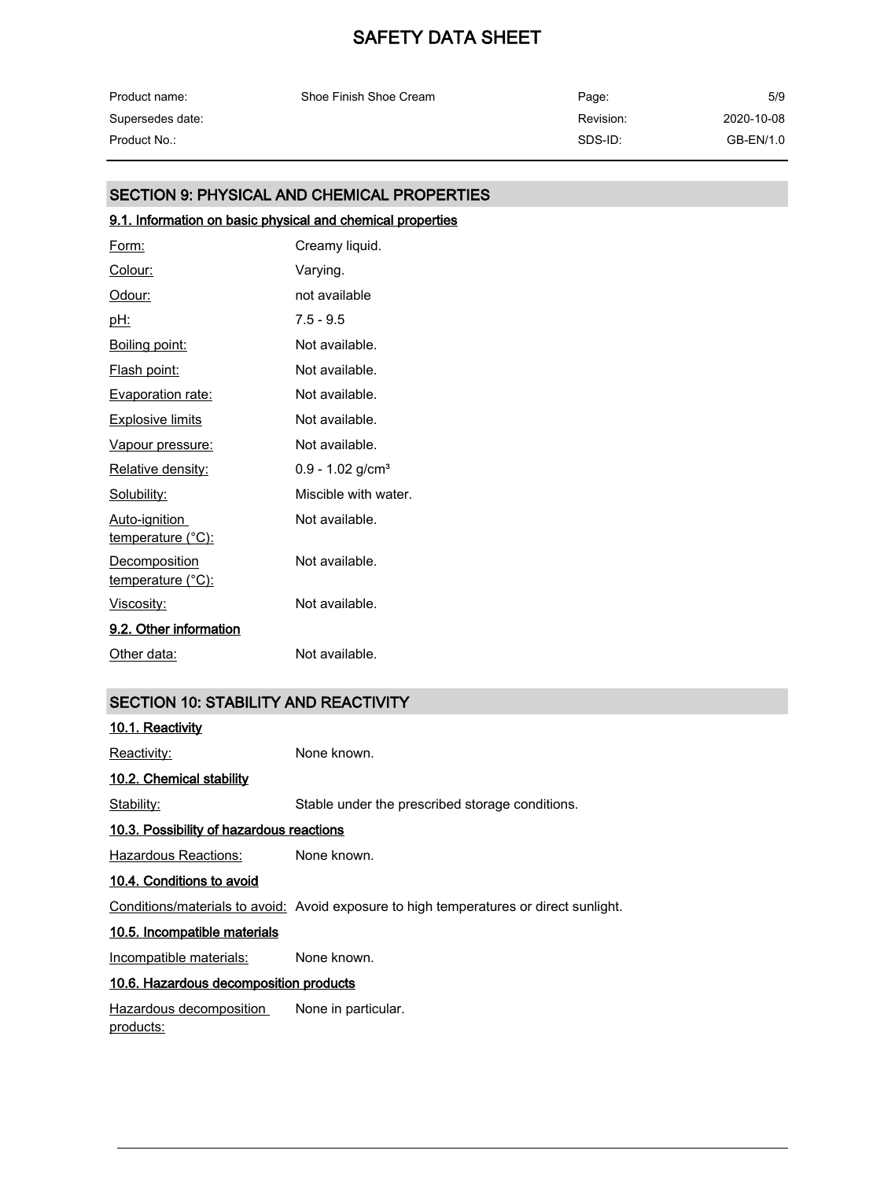## SECTION 9: PHYSICAL AND CHEMICAL PROPERTIES

### 9.1. Information on basic physical and chemical properties

| | |
|---|---|
| Form: | Creamy liquid. |
| Colour: | Varying. |
| Odour: | not available |
| pH: | 7.5 - 9.5 |
| Boiling point: | Not available. |
| Flash point: | Not available. |
| Evaporation rate: | Not available. |
| Explosive limits | Not available. |
| Vapour pressure: | Not available. |
| Relative density: | 0.9 - 1.02 g/cm³ |
| Solubility: | Miscible with water. |
| Auto-ignition temperature (°C): | Not available. |
| Decomposition temperature (°C): | Not available. |
| Viscosity: | Not available. |

### 9.2. Other information

| | |
|---|---|
| Other data: | Not available. |

## SECTION 10: STABILITY AND REACTIVITY

### 10.1. Reactivity

Reactivity: None known.

### 10.2. Chemical stability

Stability: Stable under the prescribed storage conditions.

### 10.3. Possibility of hazardous reactions

Hazardous Reactions: None known.

### 10.4. Conditions to avoid

Conditions/materials to avoid: Avoid exposure to high temperatures or direct sunlight.

### 10.5. Incompatible materials

Incompatible materials: None known.

### 10.6. Hazardous decomposition products

Hazardous decomposition products: None in particular.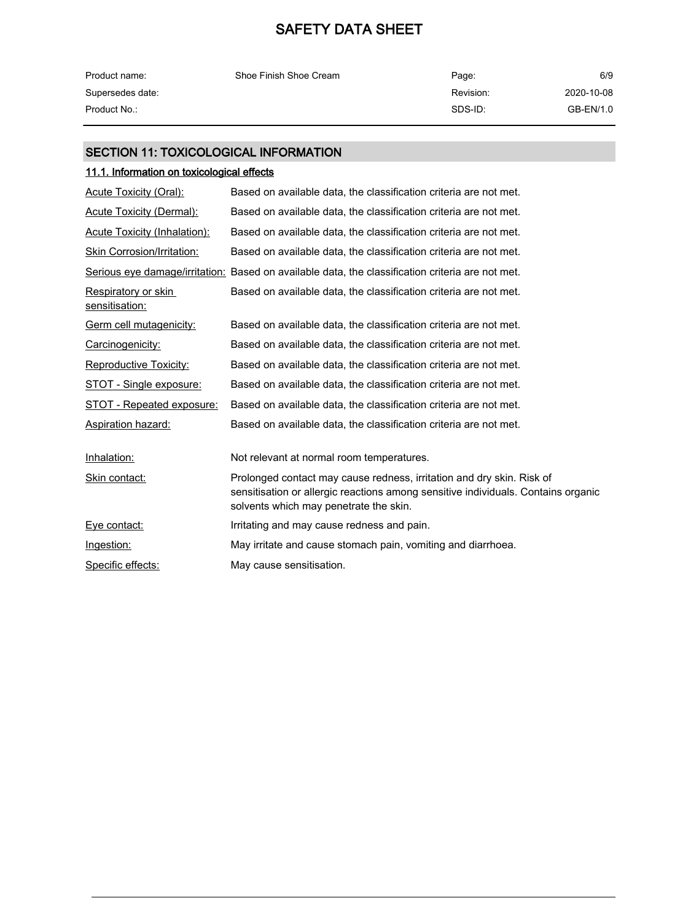## SECTION 11: TOXICOLOGICAL INFORMATION

### 11.1. Information on toxicological effects

| | |
|---|---|
| Acute Toxicity (Oral): | Based on available data, the classification criteria are not met. |
| Acute Toxicity (Dermal): | Based on available data, the classification criteria are not met. |
| Acute Toxicity (Inhalation): | Based on available data, the classification criteria are not met. |
| Skin Corrosion/Irritation: | Based on available data, the classification criteria are not met. |
| Serious eye damage/irritation: | Based on available data, the classification criteria are not met. |
| Respiratory or skin sensitisation: | Based on available data, the classification criteria are not met. |
| Germ cell mutagenicity: | Based on available data, the classification criteria are not met. |
| Carcinogenicity: | Based on available data, the classification criteria are not met. |
| Reproductive Toxicity: | Based on available data, the classification criteria are not met. |
| STOT - Single exposure: | Based on available data, the classification criteria are not met. |
| STOT - Repeated exposure: | Based on available data, the classification criteria are not met. |
| Aspiration hazard: | Based on available data, the classification criteria are not met. |

| | |
|---|---|
| Inhalation: | Not relevant at normal room temperatures. |
| Skin contact: | Prolonged contact may cause redness, irritation and dry skin. Risk of sensitisation or allergic reactions among sensitive individuals. Contains organic solvents which may penetrate the skin. |
| Eye contact: | Irritating and may cause redness and pain. |
| Ingestion: | May irritate and cause stomach pain, vomiting and diarrhoea. |
| Specific effects: | May cause sensitisation. |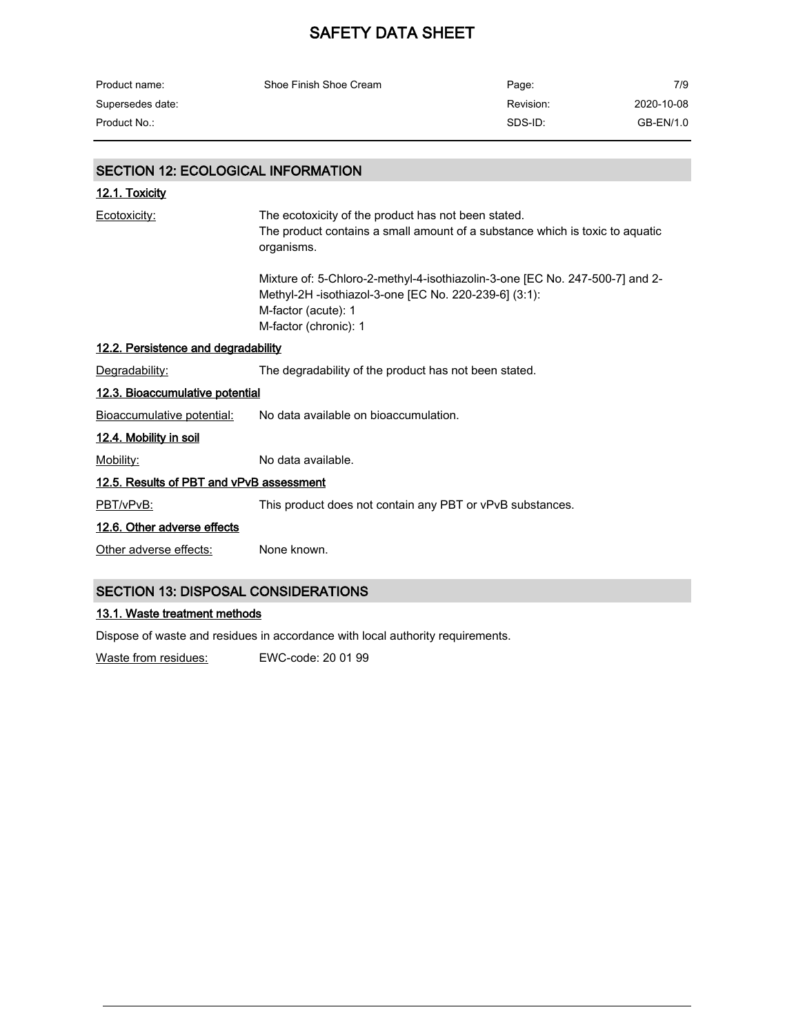## SECTION 12: ECOLOGICAL INFORMATION

### 12.1. Toxicity

Ecotoxicity: The ecotoxicity of the product has not been stated.
The product contains a small amount of a substance which is toxic to aquatic organisms.

Mixture of: 5-Chloro-2-methyl-4-isothiazolin-3-one [EC No. 247-500-7] and 2-Methyl-2H -isothiazol-3-one [EC No. 220-239-6] (3:1):
M-factor (acute): 1
M-factor (chronic): 1

### 12.2. Persistence and degradability

Degradability: The degradability of the product has not been stated.

### 12.3. Bioaccumulative potential

Bioaccumulative potential: No data available on bioaccumulation.

### 12.4. Mobility in soil

Mobility: No data available.

### 12.5. Results of PBT and vPvB assessment

PBT/vPvB: This product does not contain any PBT or vPvB substances.

### 12.6. Other adverse effects

Other adverse effects: None known.

## SECTION 13: DISPOSAL CONSIDERATIONS

### 13.1. Waste treatment methods

Dispose of waste and residues in accordance with local authority requirements.

Waste from residues: EWC-code: 20 01 99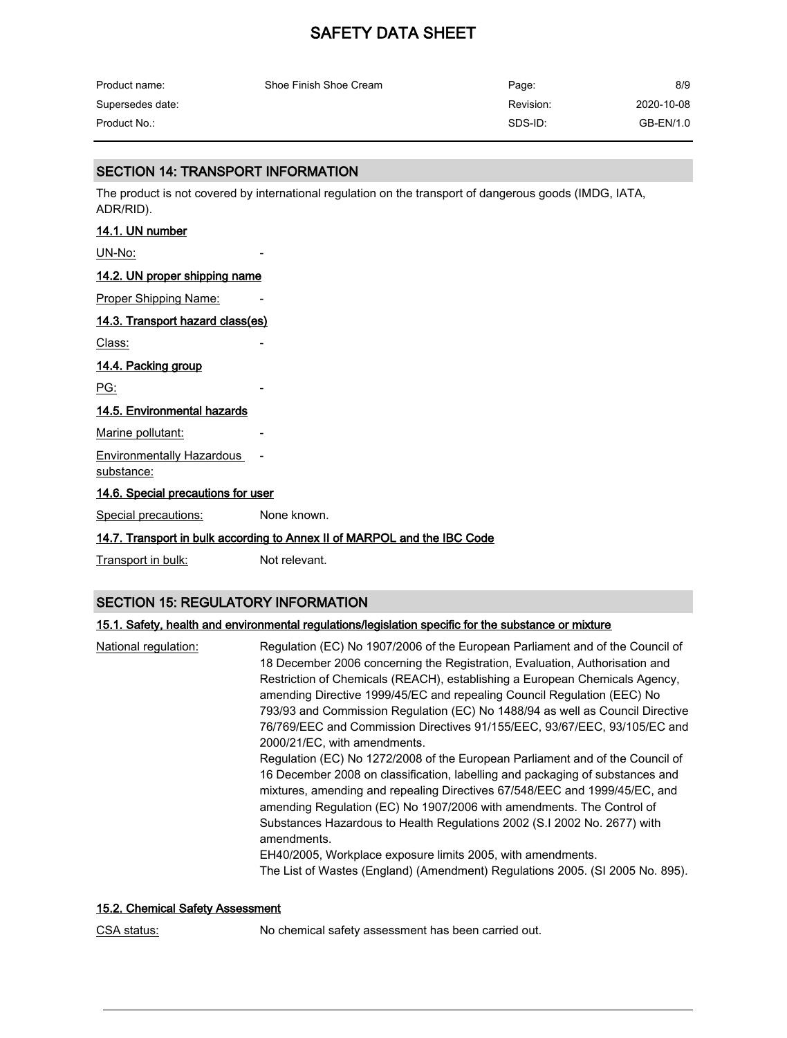## SECTION 14: TRANSPORT INFORMATION

The product is not covered by international regulation on the transport of dangerous goods (IMDG, IATA, ADR/RID).

### 14.1. UN number

UN-No: -

### 14.2. UN proper shipping name

Proper Shipping Name: -

### 14.3. Transport hazard class(es)

Class: -

### 14.4. Packing group

PG: -

### 14.5. Environmental hazards

Marine pollutant: -

Environmentally Hazardous substance: -

### 14.6. Special precautions for user

Special precautions: None known.

### 14.7. Transport in bulk according to Annex II of MARPOL and the IBC Code

Transport in bulk: Not relevant.

## SECTION 15: REGULATORY INFORMATION

### 15.1. Safety, health and environmental regulations/legislation specific for the substance or mixture

National regulation: Regulation (EC) No 1907/2006 of the European Parliament and of the Council of 18 December 2006 concerning the Registration, Evaluation, Authorisation and Restriction of Chemicals (REACH), establishing a European Chemicals Agency, amending Directive 1999/45/EC and repealing Council Regulation (EEC) No 793/93 and Commission Regulation (EC) No 1488/94 as well as Council Directive 76/769/EEC and Commission Directives 91/155/EEC, 93/67/EEC, 93/105/EC and 2000/21/EC, with amendments.
Regulation (EC) No 1272/2008 of the European Parliament and of the Council of 16 December 2008 on classification, labelling and packaging of substances and mixtures, amending and repealing Directives 67/548/EEC and 1999/45/EC, and amending Regulation (EC) No 1907/2006 with amendments. The Control of Substances Hazardous to Health Regulations 2002 (S.I 2002 No. 2677) with amendments.
EH40/2005, Workplace exposure limits 2005, with amendments.
The List of Wastes (England) (Amendment) Regulations 2005. (SI 2005 No. 895).

### 15.2. Chemical Safety Assessment

CSA status: No chemical safety assessment has been carried out.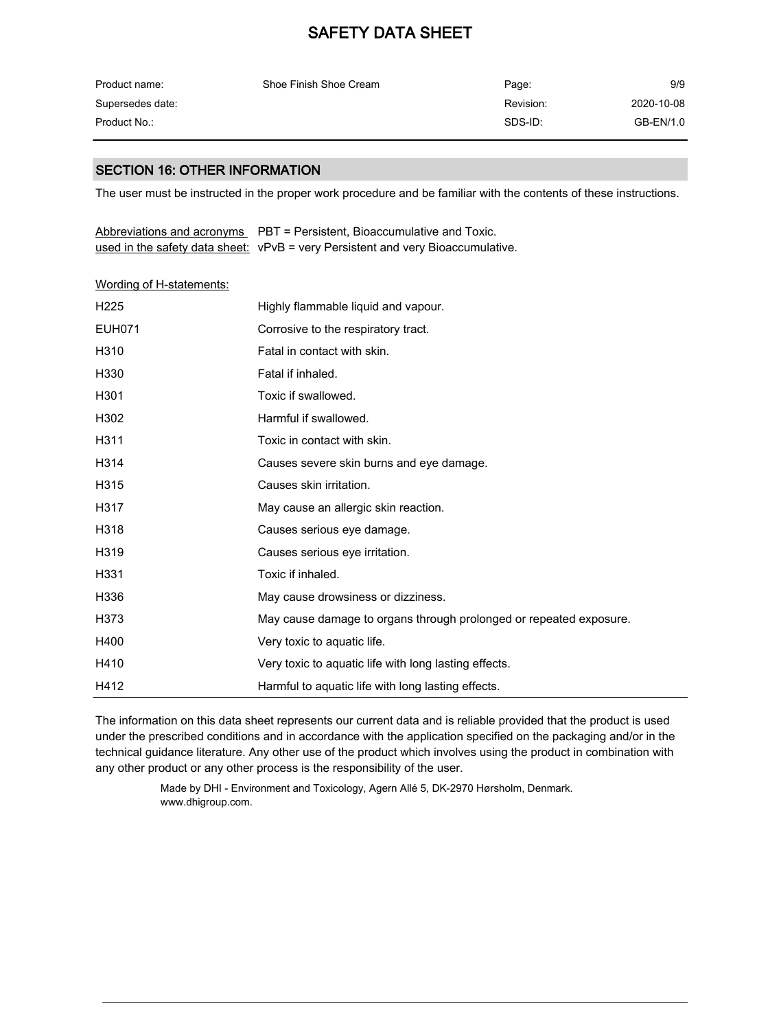## SECTION 16: OTHER INFORMATION

The user must be instructed in the proper work procedure and be familiar with the contents of these instructions.

Abbreviations and acronyms used in the safety data sheet: PBT = Persistent, Bioaccumulative and Toxic.
vPvB = very Persistent and very Bioaccumulative.

Wording of H-statements:

| | |
|---|---|
| H225 | Highly flammable liquid and vapour. |
| EUH071 | Corrosive to the respiratory tract. |
| H310 | Fatal in contact with skin. |
| H330 | Fatal if inhaled. |
| H301 | Toxic if swallowed. |
| H302 | Harmful if swallowed. |
| H311 | Toxic in contact with skin. |
| H314 | Causes severe skin burns and eye damage. |
| H315 | Causes skin irritation. |
| H317 | May cause an allergic skin reaction. |
| H318 | Causes serious eye damage. |
| H319 | Causes serious eye irritation. |
| H331 | Toxic if inhaled. |
| H336 | May cause drowsiness or dizziness. |
| H373 | May cause damage to organs through prolonged or repeated exposure. |
| H400 | Very toxic to aquatic life. |
| H410 | Very toxic to aquatic life with long lasting effects. |
| H412 | Harmful to aquatic life with long lasting effects. |

The information on this data sheet represents our current data and is reliable provided that the product is used under the prescribed conditions and in accordance with the application specified on the packaging and/or in the technical guidance literature. Any other use of the product which involves using the product in combination with any other product or any other process is the responsibility of the user.

Made by DHI - Environment and Toxicology, Agern Allé 5, DK-2970 Hørsholm, Denmark.
www.dhigroup.com.